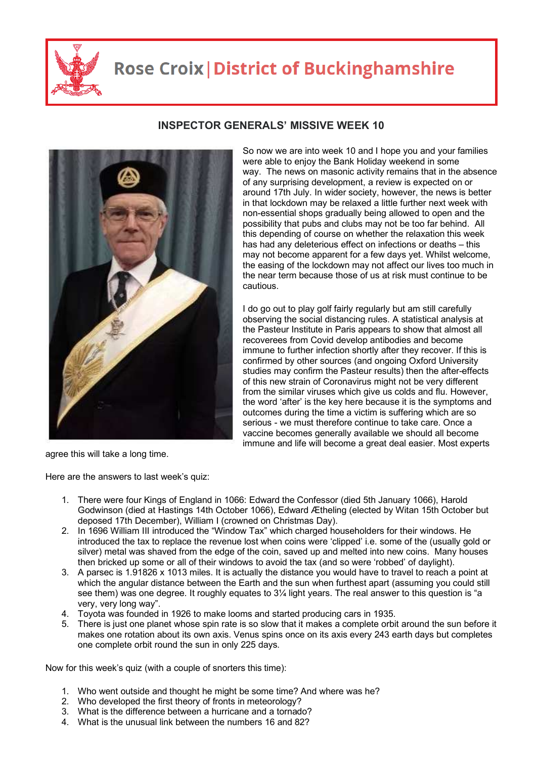# Rose Croix | District of Buckinghamshire

## INSPECTOR GENERALS' MISSIVE WEEK 10

So now we are into week 10 and I hope you and your families were able to enjoy the Bank Holiday weekend in some way. The news on masonic activity remains that in the absence of any surprising development, a review is expected on or around 17th July. In wider society, however, the news is better in that lockdown may be relaxed a little further next week with non-essential shops gradually being allowed to open and the possibility that pubs and clubs may not be too far behind. All this depending of course on whether the relaxation this week has had any deleterious effect on infections or deaths – this may not become apparent for a few days yet. Whilst welcome, the easing of the lockdown may not affect our lives too much in the near term because those of us at risk must continue to be cautious.

I do go out to play golf fairly regularly but am still carefully observing the social distancing rules. A statistical analysis at the Pasteur Institute in Paris appears to show that almost all recoverees from Covid develop antibodies and become immune to further infection shortly after they recover. If this is confirmed by other sources (and ongoing Oxford University studies may confirm the Pasteur results) then the after-effects of this new strain of Coronavirus might not be very different from the similar viruses which give us colds and flu. However, the word 'after' is the key here because it is the symptoms and outcomes during the time a victim is suffering which are so serious - we must therefore continue to take care. Once a vaccine becomes generally available we should all become immune and life will become a great deal easier. Most experts agree this will take a long time.

Here are the answers to last week's quiz:

1. There were four Kings of England in 1066: Edward the Confessor (died 5th January 1066), Harold Godwinson (died at Hastings 14th October 1066), Edward Ætheling (elected by Witan 15th October but deposed 17th December), William I (crowned on Christmas Day).
2. In 1696 William III introduced the "Window Tax" which charged householders for their windows. He introduced the tax to replace the revenue lost when coins were 'clipped' i.e. some of the (usually gold or silver) metal was shaved from the edge of the coin, saved up and melted into new coins. Many houses then bricked up some or all of their windows to avoid the tax (and so were 'robbed' of daylight).
3. A parsec is 1.91826 x 1013 miles. It is actually the distance you would have to travel to reach a point at which the angular distance between the Earth and the sun when furthest apart (assuming you could still see them) was one degree. It roughly equates to 3¼ light years. The real answer to this question is "a very, very long way".
4. Toyota was founded in 1926 to make looms and started producing cars in 1935.
5. There is just one planet whose spin rate is so slow that it makes a complete orbit around the sun before it makes one rotation about its own axis. Venus spins once on its axis every 243 earth days but completes one complete orbit round the sun in only 225 days.

Now for this week's quiz (with a couple of snorters this time):

1. Who went outside and thought he might be some time? And where was he?
2. Who developed the first theory of fronts in meteorology?
3. What is the difference between a hurricane and a tornado?
4. What is the unusual link between the numbers 16 and 82?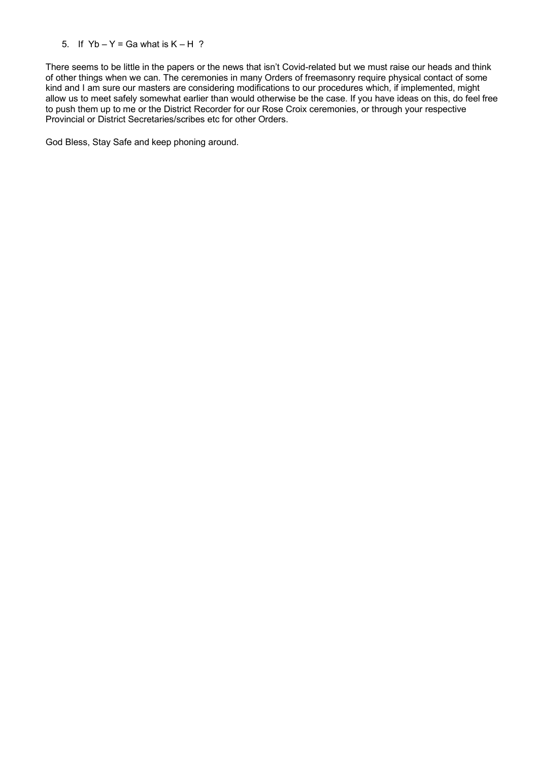5. If Yb – Y = Ga what is K – H ?

There seems to be little in the papers or the news that isn't Covid-related but we must raise our heads and think of other things when we can. The ceremonies in many Orders of freemasonry require physical contact of some kind and I am sure our masters are considering modifications to our procedures which, if implemented, might allow us to meet safely somewhat earlier than would otherwise be the case. If you have ideas on this, do feel free to push them up to me or the District Recorder for our Rose Croix ceremonies, or through your respective Provincial or District Secretaries/scribes etc for other Orders.

God Bless, Stay Safe and keep phoning around.